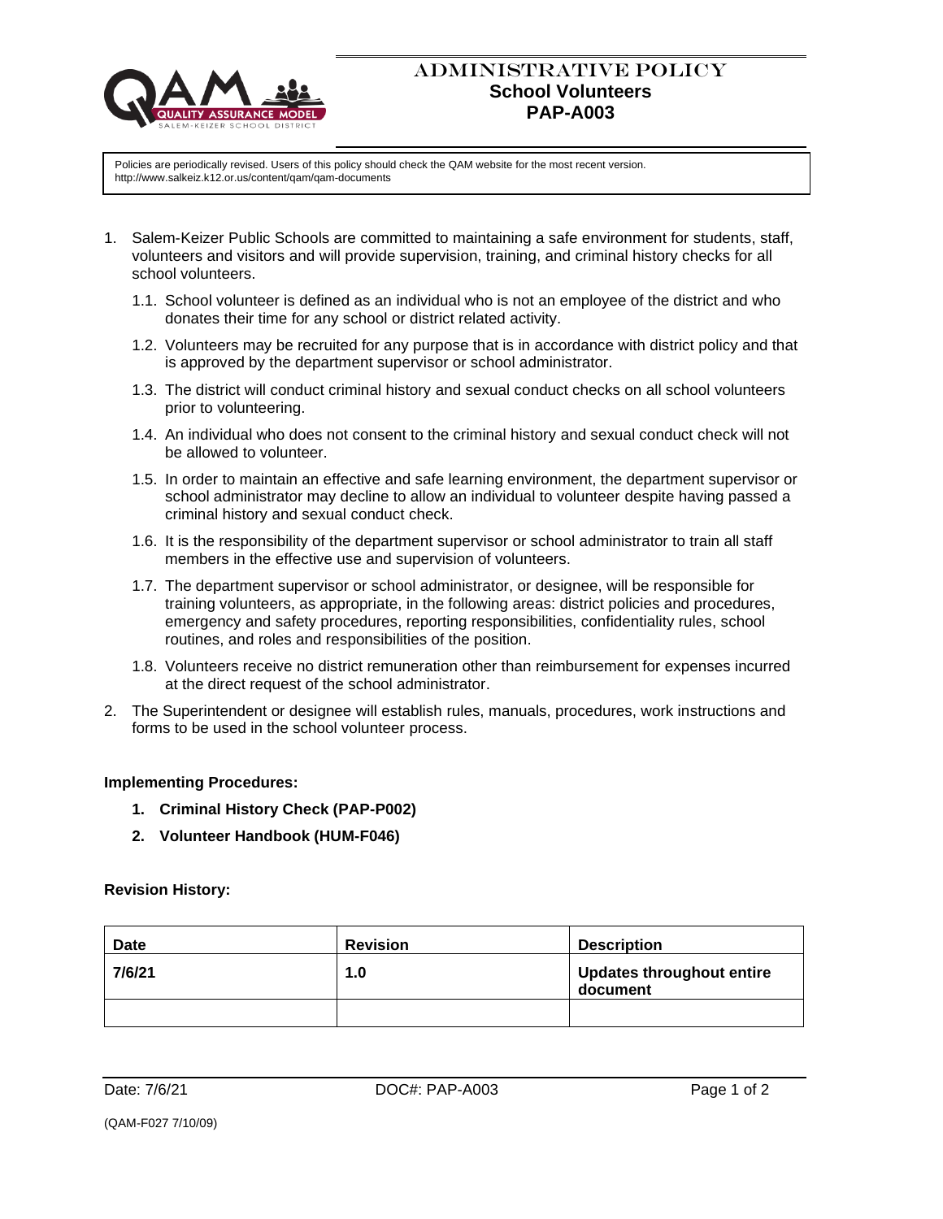# ADMINISTRATIVE POLICY
## School Volunteers
## PAP-A003

Policies are periodically revised. Users of this policy should check the QAM website for the most recent version.
http://www.salkeiz.k12.or.us/content/qam/qam-documents

1. Salem-Keizer Public Schools are committed to maintaining a safe environment for students, staff, volunteers and visitors and will provide supervision, training, and criminal history checks for all school volunteers.
   1.1. School volunteer is defined as an individual who is not an employee of the district and who donates their time for any school or district related activity.
   1.2. Volunteers may be recruited for any purpose that is in accordance with district policy and that is approved by the department supervisor or school administrator.
   1.3. The district will conduct criminal history and sexual conduct checks on all school volunteers prior to volunteering.
   1.4. An individual who does not consent to the criminal history and sexual conduct check will not be allowed to volunteer.
   1.5. In order to maintain an effective and safe learning environment, the department supervisor or school administrator may decline to allow an individual to volunteer despite having passed a criminal history and sexual conduct check.
   1.6. It is the responsibility of the department supervisor or school administrator to train all staff members in the effective use and supervision of volunteers.
   1.7. The department supervisor or school administrator, or designee, will be responsible for training volunteers, as appropriate, in the following areas: district policies and procedures, emergency and safety procedures, reporting responsibilities, confidentiality rules, school routines, and roles and responsibilities of the position.
   1.8. Volunteers receive no district remuneration other than reimbursement for expenses incurred at the direct request of the school administrator.
2. The Superintendent or designee will establish rules, manuals, procedures, work instructions and forms to be used in the school volunteer process.

**Implementing Procedures:**

1. **Criminal History Check (PAP-P002)**
2. **Volunteer Handbook (HUM-F046)**

**Revision History:**

| Date | Revision | Description |
|---|---|---|
| 7/6/21 | 1.0 | Updates throughout entire document |
| | | |

Date: 7/6/21 DOC#: PAP-A003

(QAM-F027 7/10/09)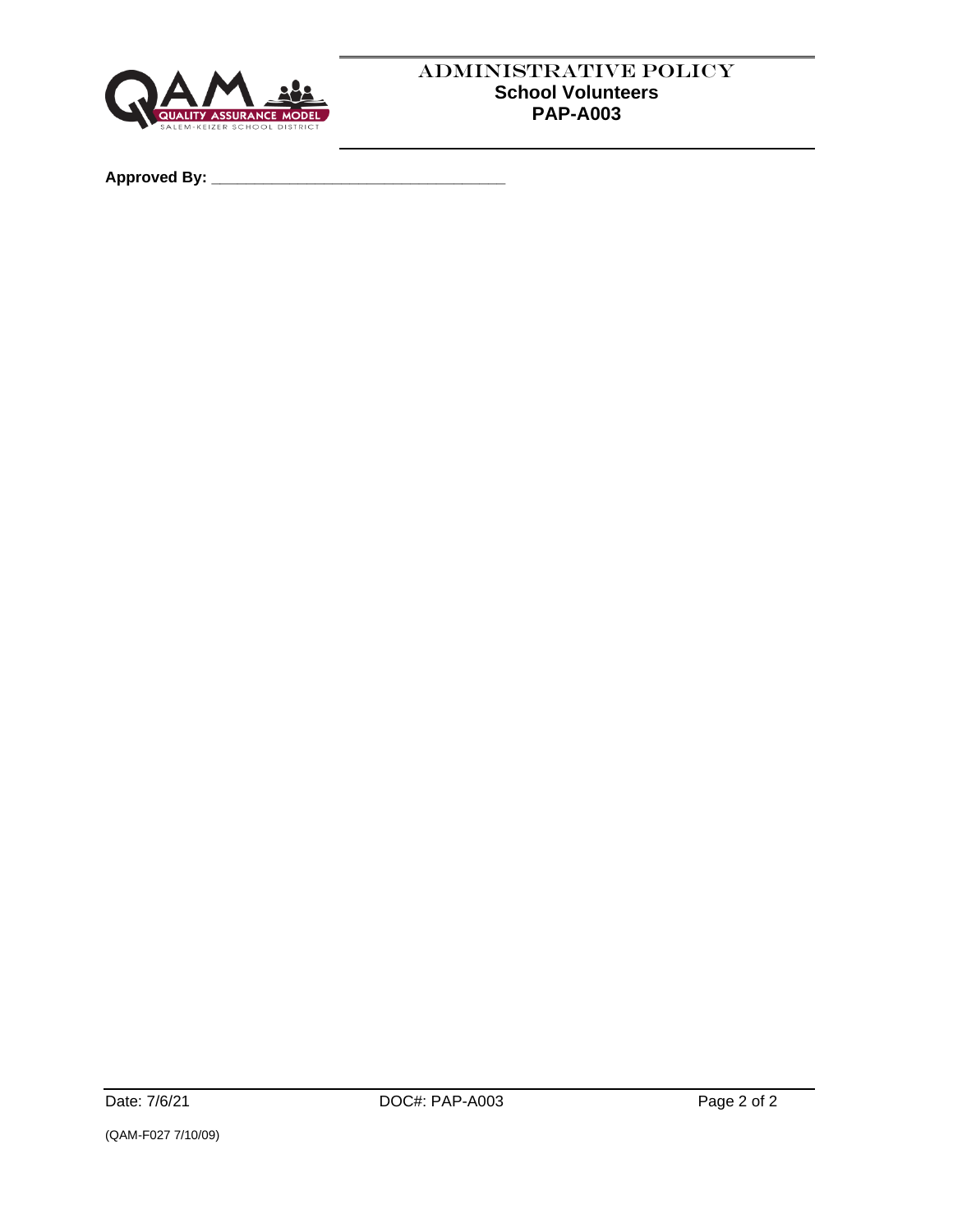**Approved By:** ___________________________________

(QAM-F027 7/10/09)